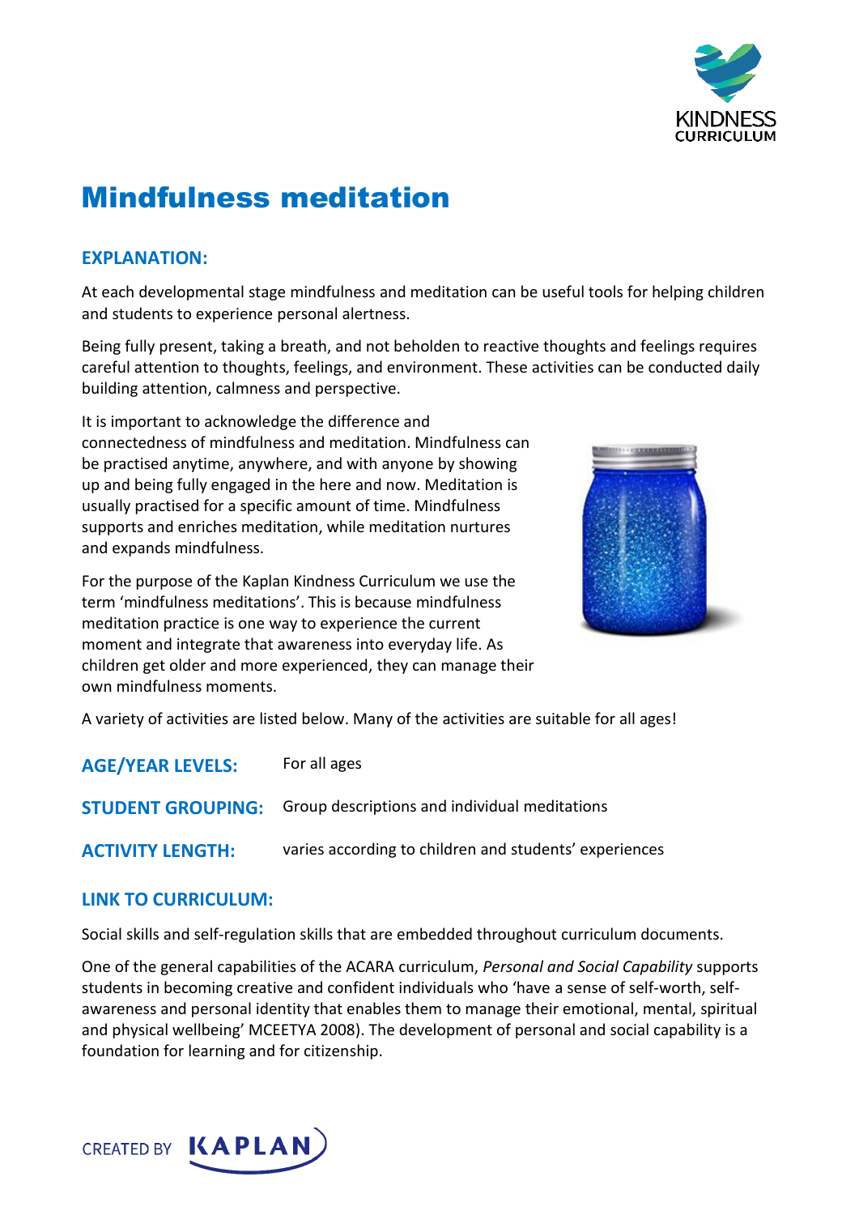# Mindfulness meditation

## EXPLANATION:

At each developmental stage mindfulness and meditation can be useful tools for helping children and students to experience personal alertness.

Being fully present, taking a breath, and not beholden to reactive thoughts and feelings requires careful attention to thoughts, feelings, and environment. These activities can be conducted daily building attention, calmness and perspective.

It is important to acknowledge the difference and connectedness of mindfulness and meditation. Mindfulness can be practised anytime, anywhere, and with anyone by showing up and being fully engaged in the here and now. Meditation is usually practised for a specific amount of time. Mindfulness supports and enriches meditation, while meditation nurtures and expands mindfulness.

For the purpose of the Kaplan Kindness Curriculum we use the term 'mindfulness meditations'. This is because mindfulness meditation practice is one way to experience the current moment and integrate that awareness into everyday life. As children get older and more experienced, they can manage their own mindfulness moments.

A variety of activities are listed below. Many of the activities are suitable for all ages!

**AGE/YEAR LEVELS:** For all ages

**STUDENT GROUPING:** Group descriptions and individual meditations

**ACTIVITY LENGTH:** varies according to children and students' experiences

## LINK TO CURRICULUM:

Social skills and self-regulation skills that are embedded throughout curriculum documents.

One of the general capabilities of the ACARA curriculum, *Personal and Social Capability* supports students in becoming creative and confident individuals who 'have a sense of self-worth, self-awareness and personal identity that enables them to manage their emotional, mental, spiritual and physical wellbeing' MCEETYA 2008). The development of personal and social capability is a foundation for learning and for citizenship.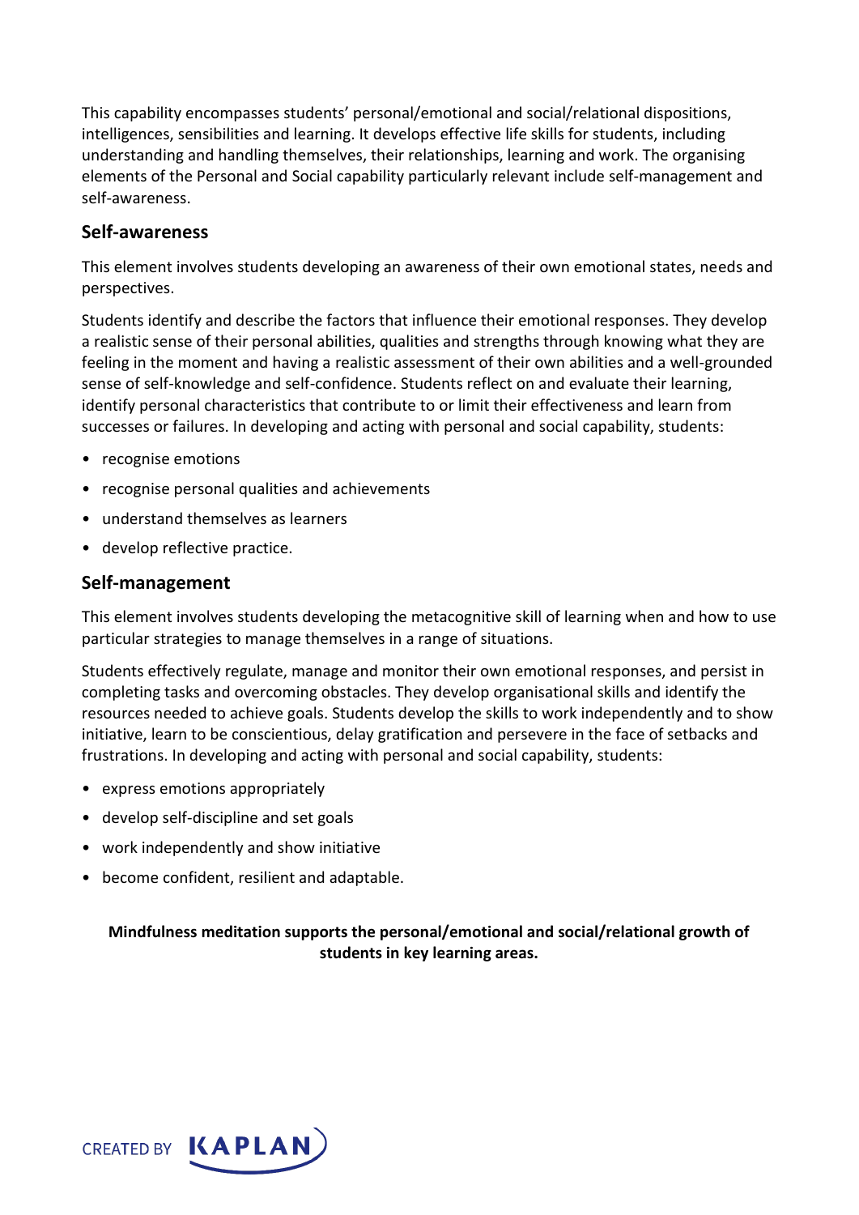This capability encompasses students' personal/emotional and social/relational dispositions, intelligences, sensibilities and learning. It develops effective life skills for students, including understanding and handling themselves, their relationships, learning and work. The organising elements of the Personal and Social capability particularly relevant include self-management and self-awareness.

## Self-awareness

This element involves students developing an awareness of their own emotional states, needs and perspectives.

Students identify and describe the factors that influence their emotional responses. They develop a realistic sense of their personal abilities, qualities and strengths through knowing what they are feeling in the moment and having a realistic assessment of their own abilities and a well-grounded sense of self-knowledge and self-confidence. Students reflect on and evaluate their learning, identify personal characteristics that contribute to or limit their effectiveness and learn from successes or failures. In developing and acting with personal and social capability, students:

- recognise emotions
- recognise personal qualities and achievements
- understand themselves as learners
- develop reflective practice.

## Self-management

This element involves students developing the metacognitive skill of learning when and how to use particular strategies to manage themselves in a range of situations.

Students effectively regulate, manage and monitor their own emotional responses, and persist in completing tasks and overcoming obstacles. They develop organisational skills and identify the resources needed to achieve goals. Students develop the skills to work independently and to show initiative, learn to be conscientious, delay gratification and persevere in the face of setbacks and frustrations. In developing and acting with personal and social capability, students:

- express emotions appropriately
- develop self-discipline and set goals
- work independently and show initiative
- become confident, resilient and adaptable.

**Mindfulness meditation supports the personal/emotional and social/relational growth of students in key learning areas.**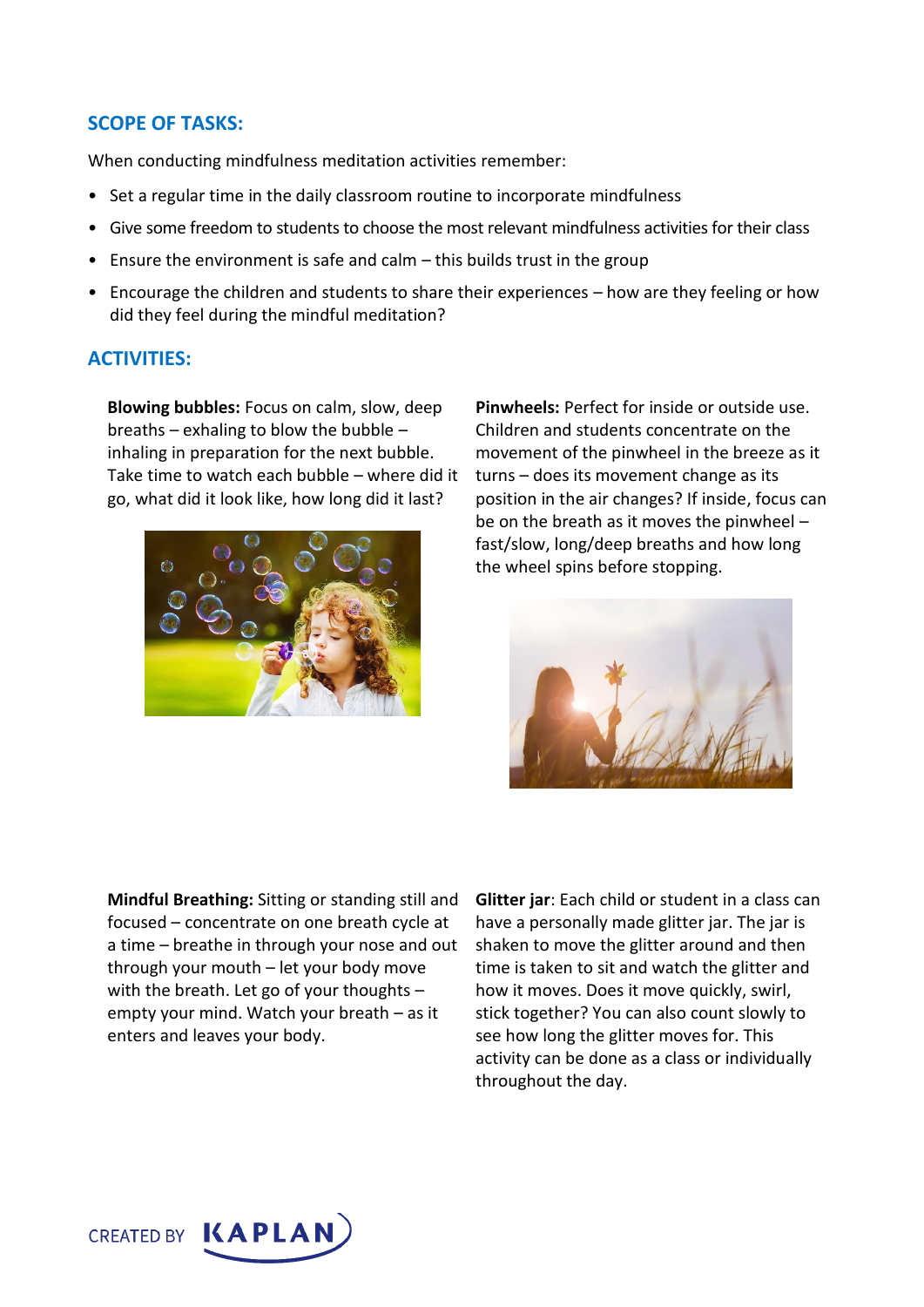## SCOPE OF TASKS:

When conducting mindfulness meditation activities remember:

- Set a regular time in the daily classroom routine to incorporate mindfulness
- Give some freedom to students to choose the most relevant mindfulness activities for their class
- Ensure the environment is safe and calm – this builds trust in the group
- Encourage the children and students to share their experiences – how are they feeling or how did they feel during the mindful meditation?

## ACTIVITIES:

**Blowing bubbles:** Focus on calm, slow, deep breaths – exhaling to blow the bubble – inhaling in preparation for the next bubble. Take time to watch each bubble – where did it go, what did it look like, how long did it last?

**Pinwheels:** Perfect for inside or outside use. Children and students concentrate on the movement of the pinwheel in the breeze as it turns – does its movement change as its position in the air changes? If inside, focus can be on the breath as it moves the pinwheel – fast/slow, long/deep breaths and how long the wheel spins before stopping.

**Mindful Breathing:** Sitting or standing still and focused – concentrate on one breath cycle at a time – breathe in through your nose and out through your mouth – let your body move with the breath. Let go of your thoughts – empty your mind. Watch your breath – as it enters and leaves your body.

**Glitter jar**: Each child or student in a class can have a personally made glitter jar. The jar is shaken to move the glitter around and then time is taken to sit and watch the glitter and how it moves. Does it move quickly, swirl, stick together? You can also count slowly to see how long the glitter moves for. This activity can be done as a class or individually throughout the day.

CREATED BY KAPLAN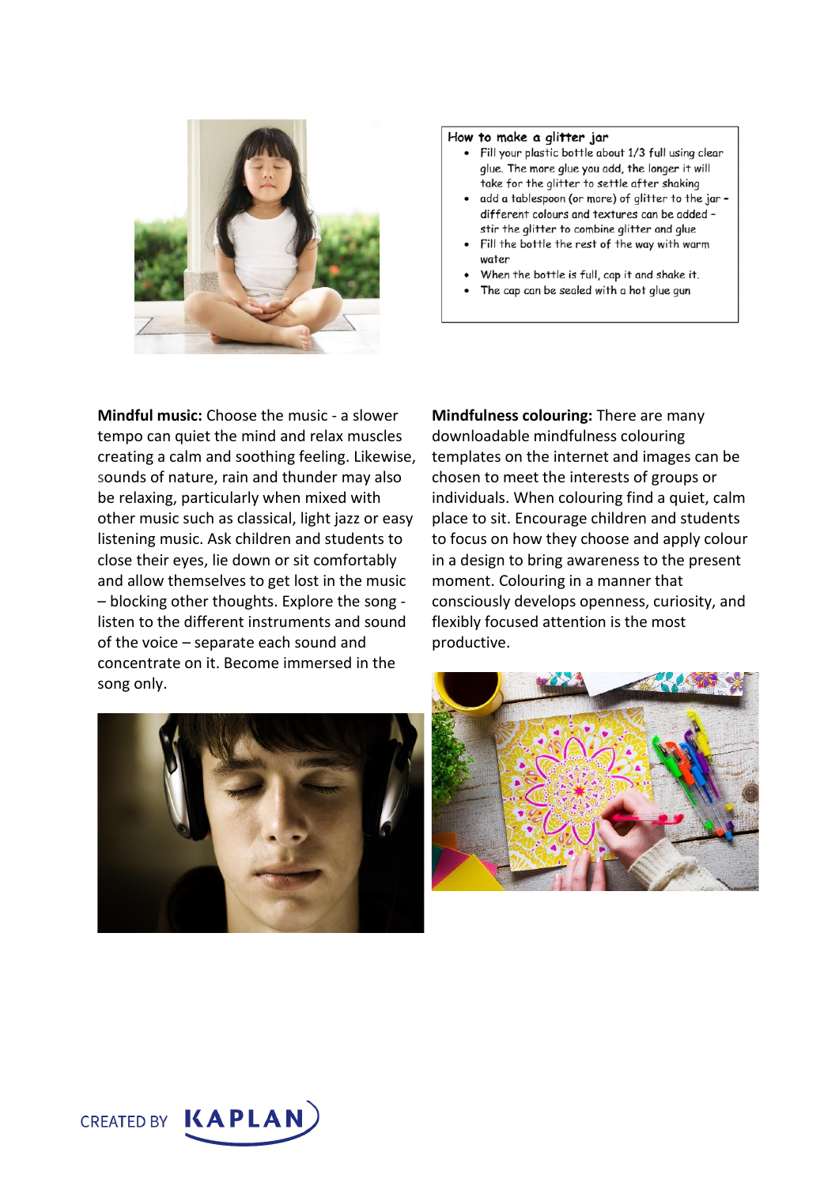**How to make a glitter jar**

- Fill your plastic bottle about 1/3 full using clear glue. The more glue you add, the longer it will take for the glitter to settle after shaking
- add a tablespoon (or more) of glitter to the jar - different colours and textures can be added - stir the glitter to combine glitter and glue
- Fill the bottle the rest of the way with warm water
- When the bottle is full, cap it and shake it.
- The cap can be sealed with a hot glue gun

**Mindful music:** Choose the music - a slower tempo can quiet the mind and relax muscles creating a calm and soothing feeling. Likewise, sounds of nature, rain and thunder may also be relaxing, particularly when mixed with other music such as classical, light jazz or easy listening music. Ask children and students to close their eyes, lie down or sit comfortably and allow themselves to get lost in the music – blocking other thoughts. Explore the song - listen to the different instruments and sound of the voice – separate each sound and concentrate on it. Become immersed in the song only.

**Mindfulness colouring:** There are many downloadable mindfulness colouring templates on the internet and images can be chosen to meet the interests of groups or individuals. When colouring find a quiet, calm place to sit. Encourage children and students to focus on how they choose and apply colour in a design to bring awareness to the present moment. Colouring in a manner that consciously develops openness, curiosity, and flexibly focused attention is the most productive.

CREATED BY KAPLAN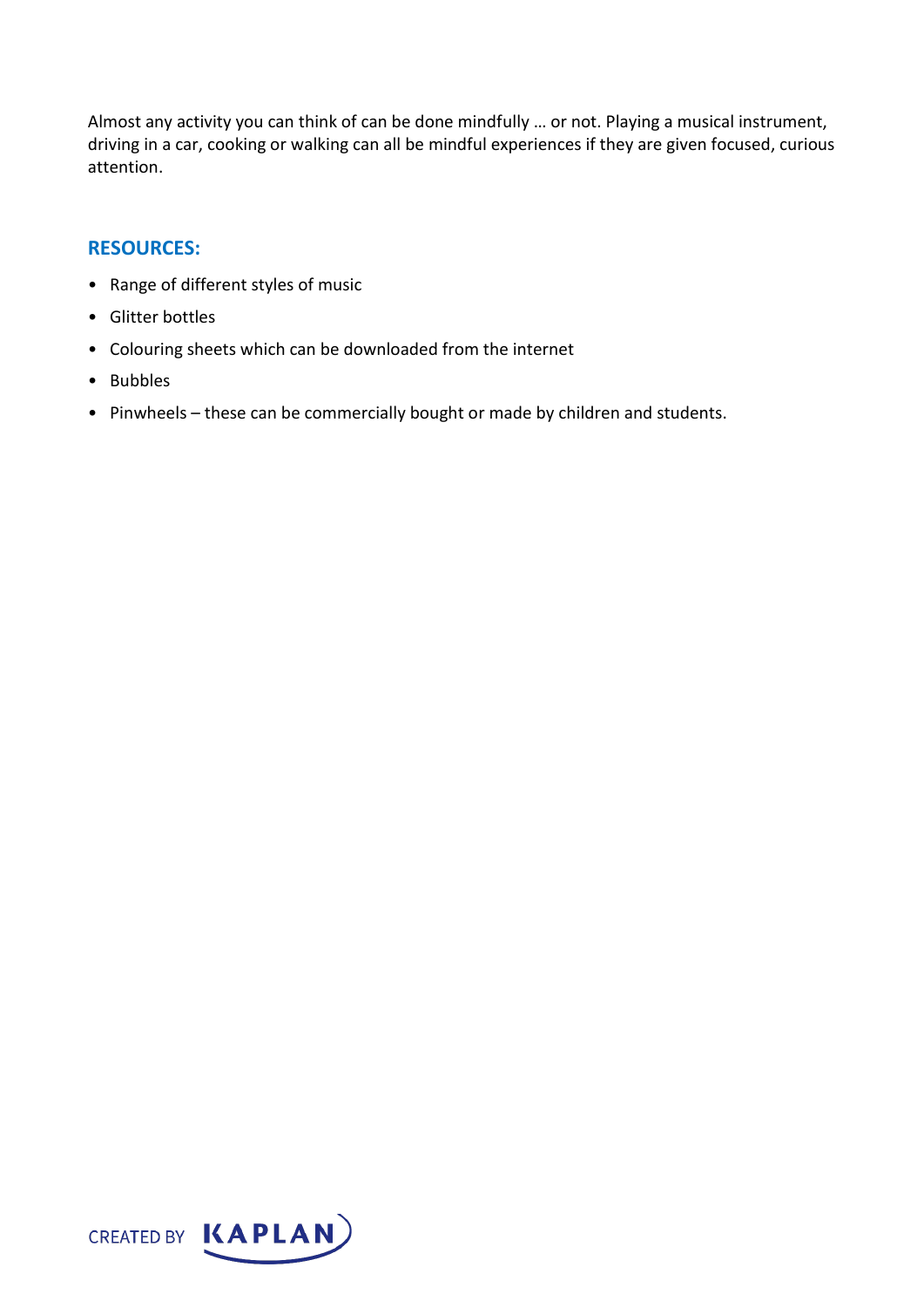Almost any activity you can think of can be done mindfully … or not. Playing a musical instrument, driving in a car, cooking or walking can all be mindful experiences if they are given focused, curious attention.

## RESOURCES:

- Range of different styles of music
- Glitter bottles
- Colouring sheets which can be downloaded from the internet
- Bubbles
- Pinwheels – these can be commercially bought or made by children and students.